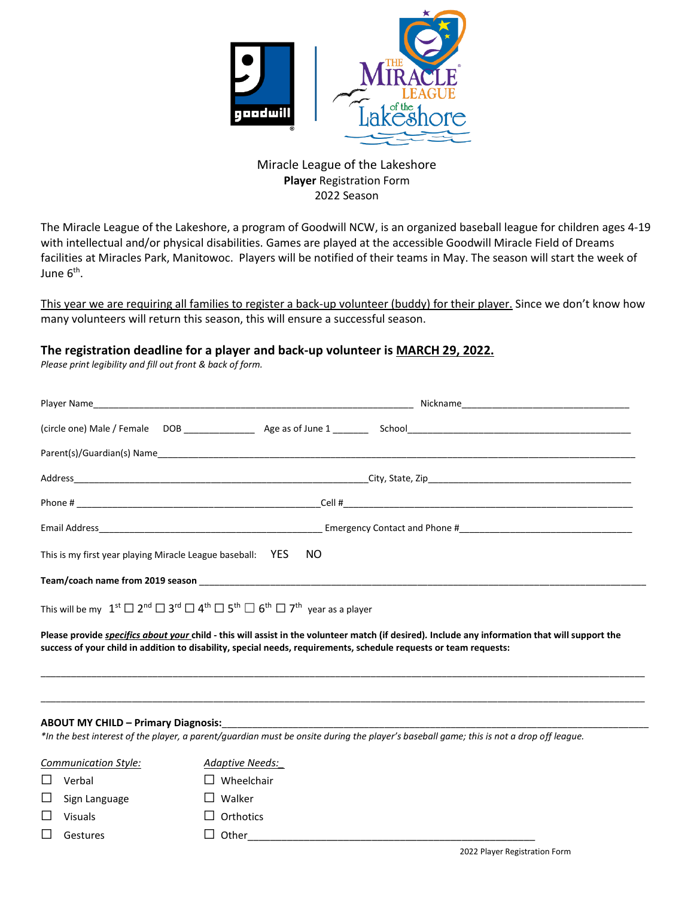Miracle League of the Lakeshore
**Player** Registration Form
2022 Season

The Miracle League of the Lakeshore, a program of Goodwill NCW, is an organized baseball league for children ages 4-19 with intellectual and/or physical disabilities. Games are played at the accessible Goodwill Miracle Field of Dreams facilities at Miracles Park, Manitowoc. Players will be notified of their teams in May. The season will start the week of June 6th.

This year we are requiring all families to register a back-up volunteer (buddy) for their player. Since we don't know how many volunteers will return this season, this will ensure a successful season.

**The registration deadline for a player and back-up volunteer is MARCH 29, 2022.**

*Please print legibility and fill out front & back of form.*

Player Name_______________________________ Nickname_______________________

(circle one) Male / Female DOB ____________ Age as of June 1 _______ School_______________________

Parent(s)/Guardian(s) Name_______________________________________________

Address_______________________________City, State, Zip_______________________

Phone # _______________________________Cell #_______________________________

Email Address___________________________ Emergency Contact and Phone #_______________________

This is my first year playing Miracle League baseball: YES NO

**Team/coach name from 2019 season** _______________________________________________

This will be my 1st ☐ 2nd ☐ 3rd ☐ 4th ☐ 5th ☐ 6th ☐ 7th year as a player

**Please provide *specifics about your* child - this will assist in the volunteer match (if desired). Include any information that will support the success of your child in addition to disability, special needs, requirements, schedule requests or team requests:**

_______________________________________________________________________________

_______________________________________________________________________________

**ABOUT MY CHILD – Primary Diagnosis:**_______________________________________________

*\*In the best interest of the player, a parent/guardian must be onsite during the player's baseball game; this is not a drop off league.*

| *Communication Style:* | *Adaptive Needs:* |
|---|---|
| ☐ Verbal | ☐ Wheelchair |
| ☐ Sign Language | ☐ Walker |
| ☐ Visuals | ☐ Orthotics |
| ☐ Gestures | ☐ Other_______________________ |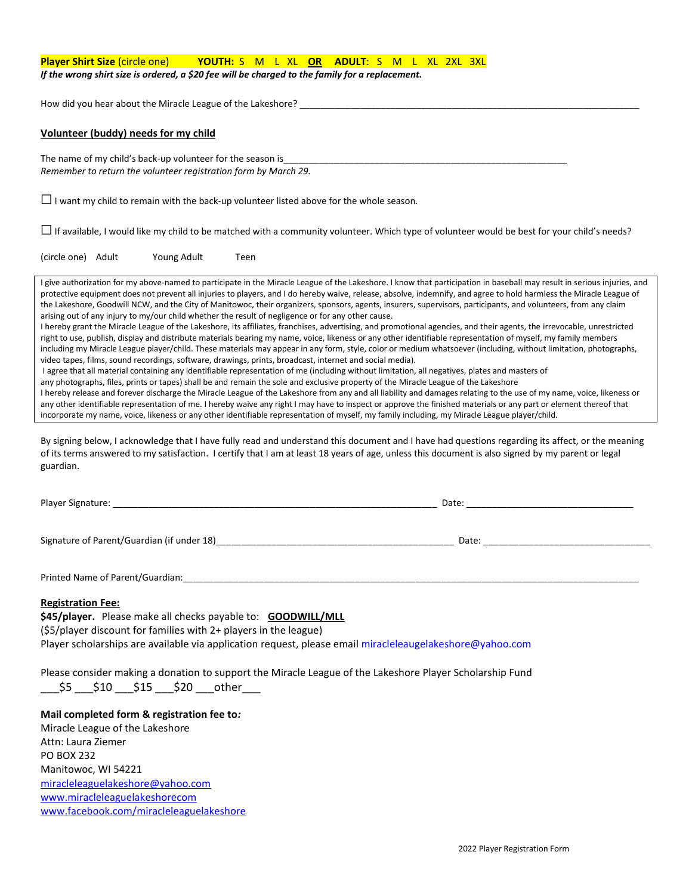**Player Shirt Size** (circle one) **YOUTH:** S M L XL **OR** **ADULT**: S M L XL 2XL 3XL

***If the wrong shirt size is ordered, a $20 fee will be charged to the family for a replacement.***

How did you hear about the Miracle League of the Lakeshore? ___________________________________________________________________

**Volunteer (buddy) needs for my child**

The name of my child's back-up volunteer for the season is_________________________________________________________

*Remember to return the volunteer registration form by March 29.*

☐ I want my child to remain with the back-up volunteer listed above for the whole season.

☐ If available, I would like my child to be matched with a community volunteer. Which type of volunteer would be best for your child's needs?

(circle one) Adult Young Adult Teen

I give authorization for my above-named to participate in the Miracle League of the Lakeshore. I know that participation in baseball may result in serious injuries, and protective equipment does not prevent all injuries to players, and I do hereby waive, release, absolve, indemnify, and agree to hold harmless the Miracle League of the Lakeshore, Goodwill NCW, and the City of Manitowoc, their organizers, sponsors, agents, insurers, supervisors, participants, and volunteers, from any claim arising out of any injury to my/our child whether the result of negligence or for any other cause.

I hereby grant the Miracle League of the Lakeshore, its affiliates, franchises, advertising, and promotional agencies, and their agents, the irrevocable, unrestricted right to use, publish, display and distribute materials bearing my name, voice, likeness or any other identifiable representation of myself, my family members including my Miracle League player/child. These materials may appear in any form, style, color or medium whatsoever (including, without limitation, photographs, video tapes, films, sound recordings, software, drawings, prints, broadcast, internet and social media).

I agree that all material containing any identifiable representation of me (including without limitation, all negatives, plates and masters of any photographs, files, prints or tapes) shall be and remain the sole and exclusive property of the Miracle League of the Lakeshore

I hereby release and forever discharge the Miracle League of the Lakeshore from any and all liability and damages relating to the use of my name, voice, likeness or any other identifiable representation of me. I hereby waive any right I may have to inspect or approve the finished materials or any part or element thereof that incorporate my name, voice, likeness or any other identifiable representation of myself, my family including, my Miracle League player/child.

By signing below, I acknowledge that I have fully read and understand this document and I have had questions regarding its affect, or the meaning of its terms answered to my satisfaction. I certify that I am at least 18 years of age, unless this document is also signed by my parent or legal guardian.

Player Signature: _________________________________________________________________ Date: _________________________________

Signature of Parent/Guardian (if under 18)_______________________________________________ Date: _________________________________

Printed Name of Parent/Guardian:_____________________________________________________________________________________

**Registration Fee:**

**$45/player.** Please make all checks payable to: **GOODWILL/MLL**

($5/player discount for families with 2+ players in the league)

Player scholarships are available via application request, please email miracleleaugelakeshore@yahoo.com

Please consider making a donation to support the Miracle League of the Lakeshore Player Scholarship Fund

___$5 ___$10 ___$15 ___$20 ___other___

**Mail completed form & registration fee to*:***

Miracle League of the Lakeshore
Attn: Laura Ziemer
PO BOX 232
Manitowoc, WI 54221
miracleleaguelakeshore@yahoo.com
www.miracleleaguelakeshorecom
www.facebook.com/miracleleaguelakeshore

2022 Player Registration Form